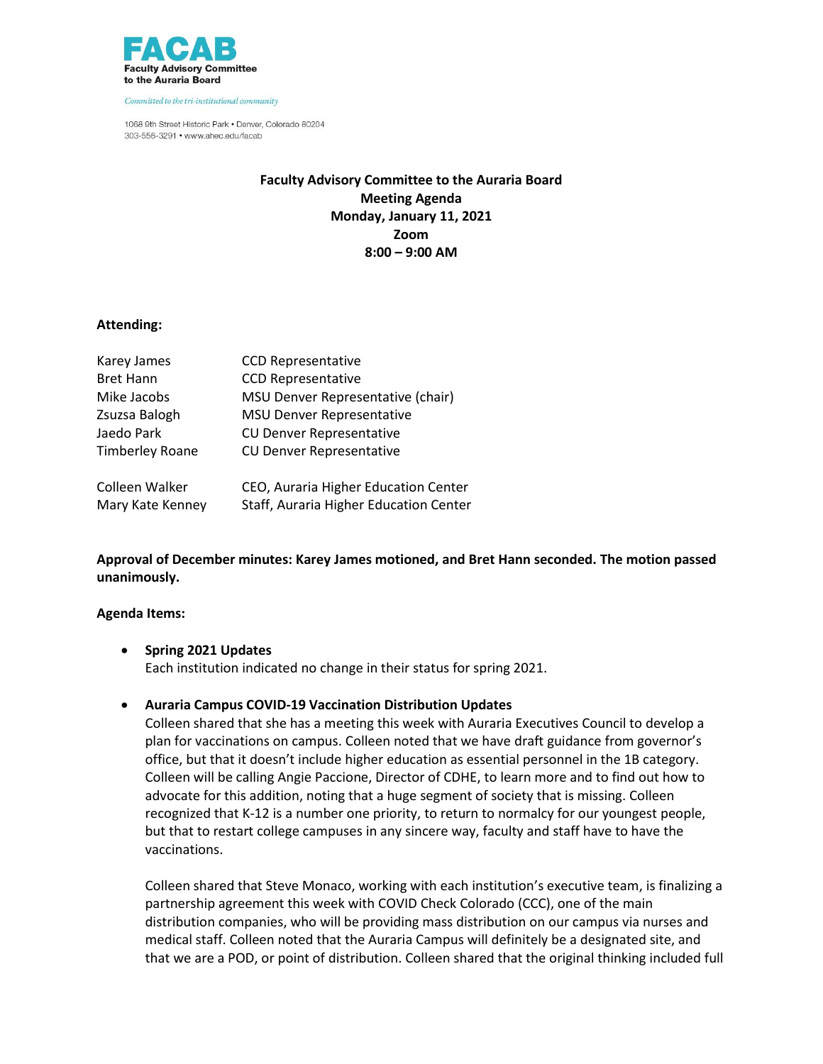**FACAB**
**Faculty Advisory Committee to the Auraria Board**

*Committed to the tri-institutional community*

1068 9th Street Historic Park • Denver, Colorado 80204
303-556-3291 • www.ahec.edu/facab

**Faculty Advisory Committee to the Auraria Board**
**Meeting Agenda**
**Monday, January 11, 2021**
**Zoom**
**8:00 – 9:00 AM**

**Attending:**

| | |
|---|---|
| Karey James | CCD Representative |
| Bret Hann | CCD Representative |
| Mike Jacobs | MSU Denver Representative (chair) |
| Zsuzsa Balogh | MSU Denver Representative |
| Jaedo Park | CU Denver Representative |
| Timberley Roane | CU Denver Representative |
| Colleen Walker | CEO, Auraria Higher Education Center |
| Mary Kate Kenney | Staff, Auraria Higher Education Center |

**Approval of December minutes: Karey James motioned, and Bret Hann seconded. The motion passed unanimously.**

**Agenda Items:**

- **Spring 2021 Updates**
  Each institution indicated no change in their status for spring 2021.

- **Auraria Campus COVID-19 Vaccination Distribution Updates**
  Colleen shared that she has a meeting this week with Auraria Executives Council to develop a plan for vaccinations on campus. Colleen noted that we have draft guidance from governor's office, but that it doesn't include higher education as essential personnel in the 1B category. Colleen will be calling Angie Paccione, Director of CDHE, to learn more and to find out how to advocate for this addition, noting that a huge segment of society that is missing. Colleen recognized that K-12 is a number one priority, to return to normalcy for our youngest people, but that to restart college campuses in any sincere way, faculty and staff have to have the vaccinations.

  Colleen shared that Steve Monaco, working with each institution's executive team, is finalizing a partnership agreement this week with COVID Check Colorado (CCC), one of the main distribution companies, who will be providing mass distribution on our campus via nurses and medical staff. Colleen noted that the Auraria Campus will definitely be a designated site, and that we are a POD, or point of distribution. Colleen shared that the original thinking included full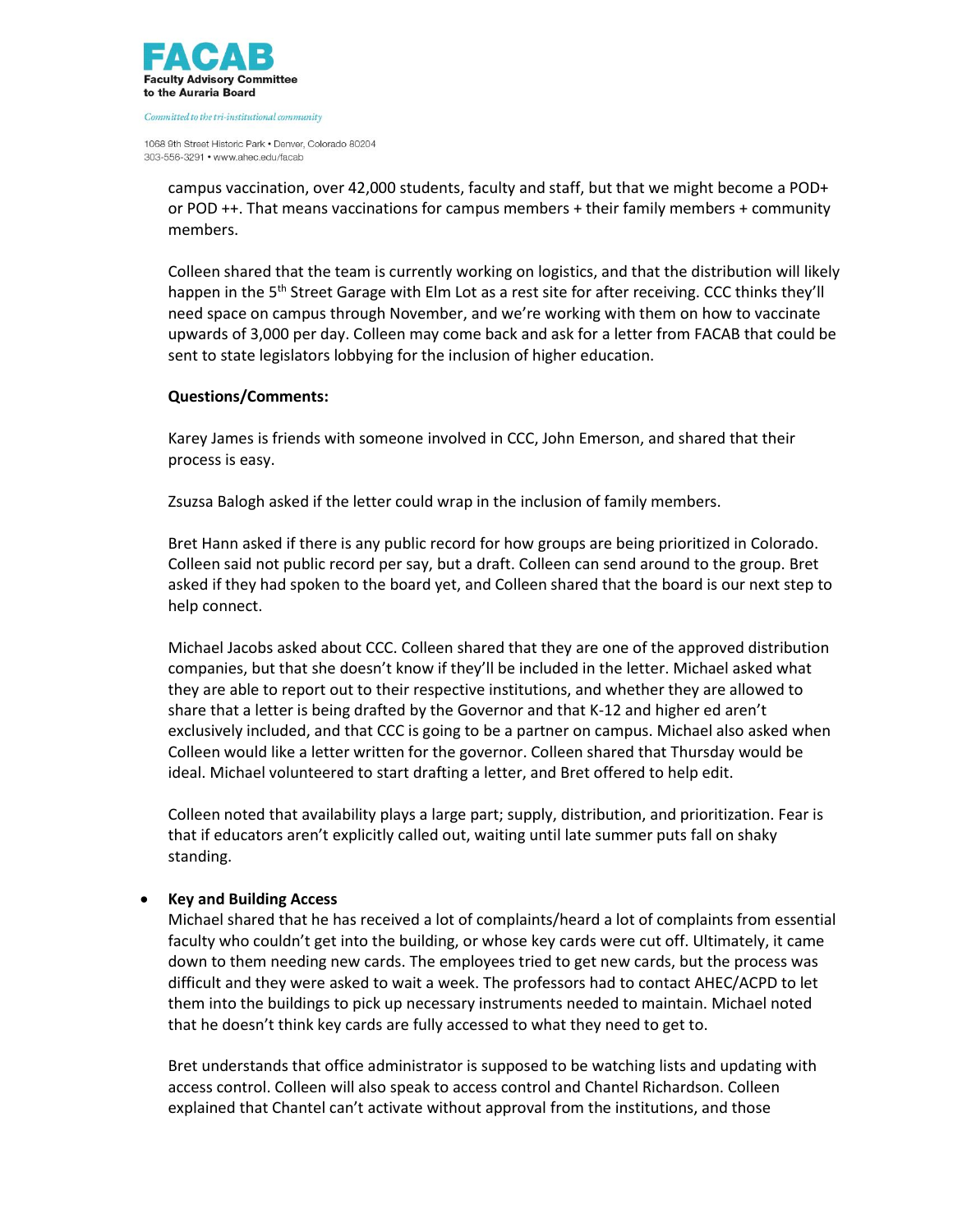campus vaccination, over 42,000 students, faculty and staff, but that we might become a POD+ or POD ++. That means vaccinations for campus members + their family members + community members.

Colleen shared that the team is currently working on logistics, and that the distribution will likely happen in the 5th Street Garage with Elm Lot as a rest site for after receiving. CCC thinks they'll need space on campus through November, and we're working with them on how to vaccinate upwards of 3,000 per day. Colleen may come back and ask for a letter from FACAB that could be sent to state legislators lobbying for the inclusion of higher education.

**Questions/Comments:**

Karey James is friends with someone involved in CCC, John Emerson, and shared that their process is easy.

Zsuzsa Balogh asked if the letter could wrap in the inclusion of family members.

Bret Hann asked if there is any public record for how groups are being prioritized in Colorado. Colleen said not public record per say, but a draft. Colleen can send around to the group. Bret asked if they had spoken to the board yet, and Colleen shared that the board is our next step to help connect.

Michael Jacobs asked about CCC. Colleen shared that they are one of the approved distribution companies, but that she doesn't know if they'll be included in the letter. Michael asked what they are able to report out to their respective institutions, and whether they are allowed to share that a letter is being drafted by the Governor and that K-12 and higher ed aren't exclusively included, and that CCC is going to be a partner on campus. Michael also asked when Colleen would like a letter written for the governor. Colleen shared that Thursday would be ideal. Michael volunteered to start drafting a letter, and Bret offered to help edit.

Colleen noted that availability plays a large part; supply, distribution, and prioritization. Fear is that if educators aren't explicitly called out, waiting until late summer puts fall on shaky standing.

- **Key and Building Access**
  Michael shared that he has received a lot of complaints/heard a lot of complaints from essential faculty who couldn't get into the building, or whose key cards were cut off. Ultimately, it came down to them needing new cards. The employees tried to get new cards, but the process was difficult and they were asked to wait a week. The professors had to contact AHEC/ACPD to let them into the buildings to pick up necessary instruments needed to maintain. Michael noted that he doesn't think key cards are fully accessed to what they need to get to.

  Bret understands that office administrator is supposed to be watching lists and updating with access control. Colleen will also speak to access control and Chantel Richardson. Colleen explained that Chantel can't activate without approval from the institutions, and those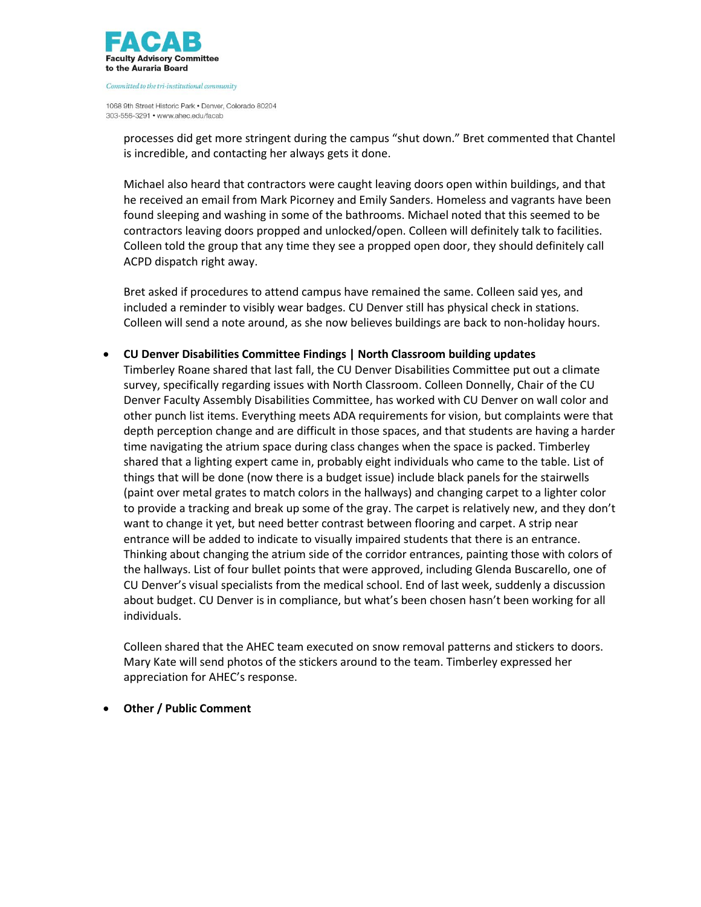processes did get more stringent during the campus "shut down." Bret commented that Chantel is incredible, and contacting her always gets it done.

Michael also heard that contractors were caught leaving doors open within buildings, and that he received an email from Mark Picorney and Emily Sanders. Homeless and vagrants have been found sleeping and washing in some of the bathrooms. Michael noted that this seemed to be contractors leaving doors propped and unlocked/open. Colleen will definitely talk to facilities. Colleen told the group that any time they see a propped open door, they should definitely call ACPD dispatch right away.

Bret asked if procedures to attend campus have remained the same. Colleen said yes, and included a reminder to visibly wear badges. CU Denver still has physical check in stations. Colleen will send a note around, as she now believes buildings are back to non-holiday hours.

- **CU Denver Disabilities Committee Findings | North Classroom building updates**
  Timberley Roane shared that last fall, the CU Denver Disabilities Committee put out a climate survey, specifically regarding issues with North Classroom. Colleen Donnelly, Chair of the CU Denver Faculty Assembly Disabilities Committee, has worked with CU Denver on wall color and other punch list items. Everything meets ADA requirements for vision, but complaints were that depth perception change and are difficult in those spaces, and that students are having a harder time navigating the atrium space during class changes when the space is packed. Timberley shared that a lighting expert came in, probably eight individuals who came to the table. List of things that will be done (now there is a budget issue) include black panels for the stairwells (paint over metal grates to match colors in the hallways) and changing carpet to a lighter color to provide a tracking and break up some of the gray. The carpet is relatively new, and they don't want to change it yet, but need better contrast between flooring and carpet. A strip near entrance will be added to indicate to visually impaired students that there is an entrance. Thinking about changing the atrium side of the corridor entrances, painting those with colors of the hallways. List of four bullet points that were approved, including Glenda Buscarello, one of CU Denver's visual specialists from the medical school. End of last week, suddenly a discussion about budget. CU Denver is in compliance, but what's been chosen hasn't been working for all individuals.

  Colleen shared that the AHEC team executed on snow removal patterns and stickers to doors. Mary Kate will send photos of the stickers around to the team. Timberley expressed her appreciation for AHEC's response.

- **Other / Public Comment**